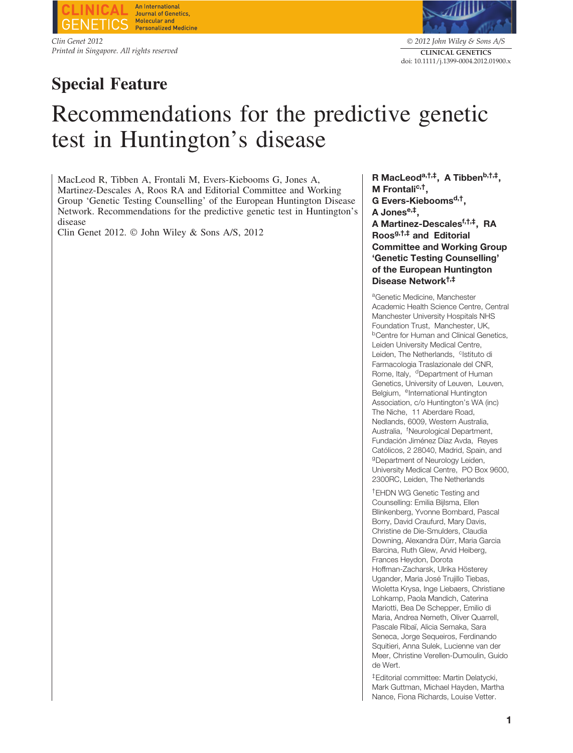Special Feature

# Recommendations for the predictive genetic test in Huntington's disease

MacLeod R, Tibben A, Frontali M, Evers-Kiebooms G, Jones A, Martinez-Descales A, Roos RA and Editorial Committee and Working Group 'Genetic Testing Counselling' of the European Huntington Disease Network. Recommendations for the predictive genetic test in Huntington's disease
Clin Genet 2012. © John Wiley & Sons A/S, 2012

**R MacLeod[a,†,‡], A Tibben[b,†,‡], M Frontali[c,†], G Evers-Kiebooms[d,†], A Jones[e,‡], A Martinez-Descales[f,†,‡], RA Roos[g,†,‡] and Editorial Committee and Working Group 'Genetic Testing Counselling' of the European Huntington Disease Network[†,‡]**

[a]Genetic Medicine, Manchester Academic Health Science Centre, Central Manchester University Hospitals NHS Foundation Trust, Manchester, UK, [b]Centre for Human and Clinical Genetics, Leiden University Medical Centre, Leiden, The Netherlands, [c]Istituto di Farmacologia Traslazionale del CNR, Rome, Italy, [d]Department of Human Genetics, University of Leuven, Leuven, Belgium, [e]International Huntington Association, c/o Huntington's WA (inc) The Niche, 11 Aberdare Road, Nedlands, 6009, Western Australia, Australia, [f]Neurological Department, Fundación Jiménez Díaz Avda, Reyes Católicos, 2 28040, Madrid, Spain, and [g]Department of Neurology Leiden, University Medical Centre, PO Box 9600, 2300RC, Leiden, The Netherlands

[†]EHDN WG Genetic Testing and Counselling: Emilia Bijlsma, Ellen Blinkenberg, Yvonne Bombard, Pascal Borry, David Craufurd, Mary Davis, Christine de Die-Smulders, Claudia Downing, Alexandra Dürr, Maria Garcia Barcina, Ruth Glew, Arvid Heiberg, Frances Heydon, Dorota Hoffman-Zacharsk, Ulrika Hösterey Ugander, Maria José Trujillo Tiebas, Wioletta Krysa, Inge Liebaers, Christiane Lohkamp, Paola Mandich, Caterina Mariotti, Bea De Schepper, Emilio di Maria, Andrea Nemeth, Oliver Quarrell, Pascale Ribaï, Alicia Semaka, Sara Seneca, Jorge Sequeiros, Ferdinando Squitieri, Anna Sulek, Lucienne van der Meer, Christine Verellen-Dumoulin, Guido de Wert.

[‡]Editorial committee: Martin Delatycki, Mark Guttman, Michael Hayden, Martha Nance, Fiona Richards, Louise Vetter.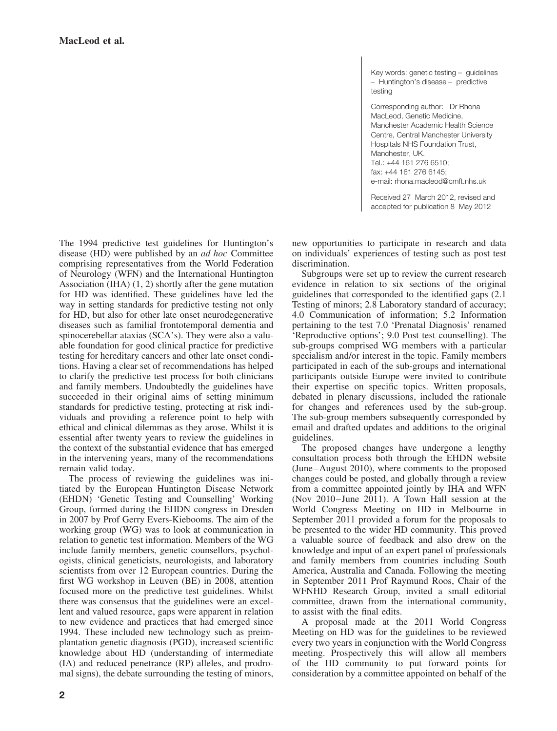Key words: genetic testing – guidelines – Huntington's disease – predictive testing

Corresponding author: Dr Rhona MacLeod, Genetic Medicine, Manchester Academic Health Science Centre, Central Manchester University Hospitals NHS Foundation Trust, Manchester, UK.
Tel.: +44 161 276 6510;
fax: +44 161 276 6145;
e-mail: rhona.macleod@cmft.nhs.uk

Received 27 March 2012, revised and accepted for publication 8 May 2012

The 1994 predictive test guidelines for Huntington's disease (HD) were published by an *ad hoc* Committee comprising representatives from the World Federation of Neurology (WFN) and the International Huntington Association (IHA) (1, 2) shortly after the gene mutation for HD was identified. These guidelines have led the way in setting standards for predictive testing not only for HD, but also for other late onset neurodegenerative diseases such as familial frontotemporal dementia and spinocerebellar ataxias (SCA's). They were also a valuable foundation for good clinical practice for predictive testing for hereditary cancers and other late onset conditions. Having a clear set of recommendations has helped to clarify the predictive test process for both clinicians and family members. Undoubtedly the guidelines have succeeded in their original aims of setting minimum standards for predictive testing, protecting at risk individuals and providing a reference point to help with ethical and clinical dilemmas as they arose. Whilst it is essential after twenty years to review the guidelines in the context of the substantial evidence that has emerged in the intervening years, many of the recommendations remain valid today.

The process of reviewing the guidelines was initiated by the European Huntington Disease Network (EHDN) 'Genetic Testing and Counselling' Working Group, formed during the EHDN congress in Dresden in 2007 by Prof Gerry Evers-Kiebooms. The aim of the working group (WG) was to look at communication in relation to genetic test information. Members of the WG include family members, genetic counsellors, psychologists, clinical geneticists, neurologists, and laboratory scientists from over 12 European countries. During the first WG workshop in Leuven (BE) in 2008, attention focused more on the predictive test guidelines. Whilst there was consensus that the guidelines were an excellent and valued resource, gaps were apparent in relation to new evidence and practices that had emerged since 1994. These included new technology such as preimplantation genetic diagnosis (PGD), increased scientific knowledge about HD (understanding of intermediate (IA) and reduced penetrance (RP) alleles, and prodromal signs), the debate surrounding the testing of minors, new opportunities to participate in research and data on individuals' experiences of testing such as post test discrimination.

Subgroups were set up to review the current research evidence in relation to six sections of the original guidelines that corresponded to the identified gaps (2.1 Testing of minors; 2.8 Laboratory standard of accuracy; 4.0 Communication of information; 5.2 Information pertaining to the test 7.0 'Prenatal Diagnosis' renamed 'Reproductive options'; 9.0 Post test counselling). The sub-groups comprised WG members with a particular specialism and/or interest in the topic. Family members participated in each of the sub-groups and international participants outside Europe were invited to contribute their expertise on specific topics. Written proposals, debated in plenary discussions, included the rationale for changes and references used by the sub-group. The sub-group members subsequently corresponded by email and drafted updates and additions to the original guidelines.

The proposed changes have undergone a lengthy consultation process both through the EHDN website (June–August 2010), where comments to the proposed changes could be posted, and globally through a review from a committee appointed jointly by IHA and WFN (Nov 2010–June 2011). A Town Hall session at the World Congress Meeting on HD in Melbourne in September 2011 provided a forum for the proposals to be presented to the wider HD community. This proved a valuable source of feedback and also drew on the knowledge and input of an expert panel of professionals and family members from countries including South America, Australia and Canada. Following the meeting in September 2011 Prof Raymund Roos, Chair of the WFNHD Research Group, invited a small editorial committee, drawn from the international community, to assist with the final edits.

A proposal made at the 2011 World Congress Meeting on HD was for the guidelines to be reviewed every two years in conjunction with the World Congress meeting. Prospectively this will allow all members of the HD community to put forward points for consideration by a committee appointed on behalf of the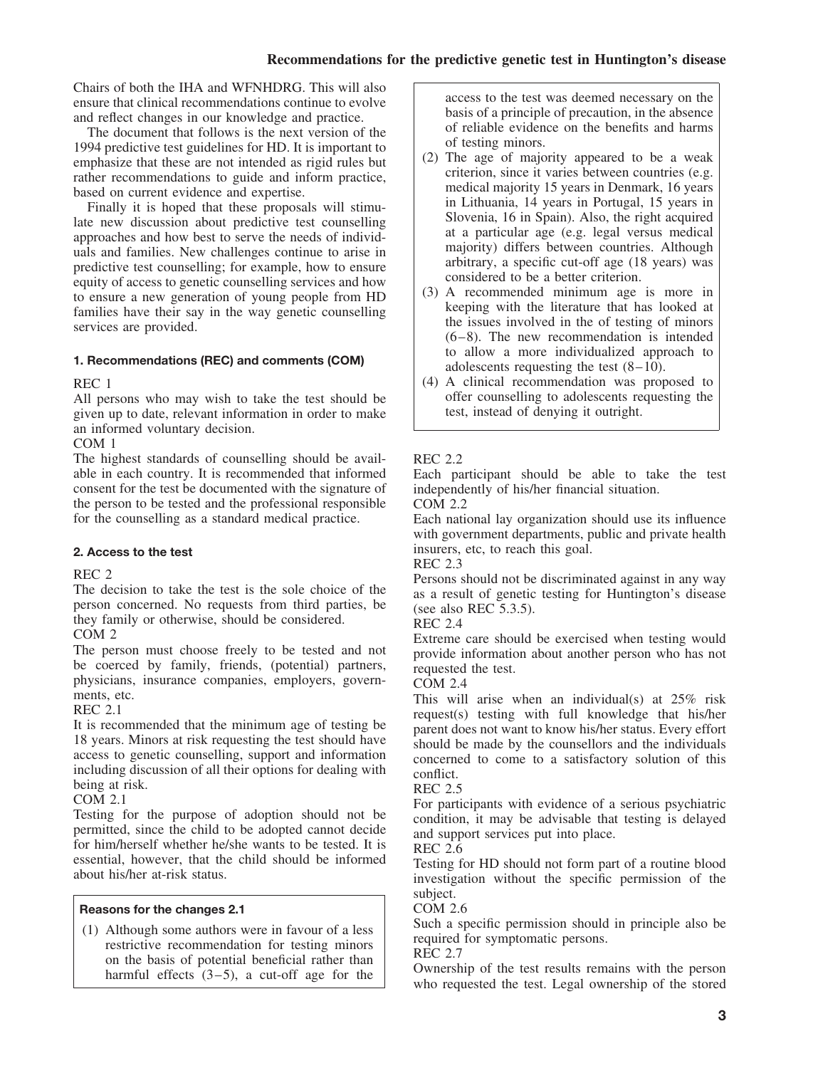Chairs of both the IHA and WFNHDRG. This will also ensure that clinical recommendations continue to evolve and reflect changes in our knowledge and practice.

The document that follows is the next version of the 1994 predictive test guidelines for HD. It is important to emphasize that these are not intended as rigid rules but rather recommendations to guide and inform practice, based on current evidence and expertise.

Finally it is hoped that these proposals will stimulate new discussion about predictive test counselling approaches and how best to serve the needs of individuals and families. New challenges continue to arise in predictive test counselling; for example, how to ensure equity of access to genetic counselling services and how to ensure a new generation of young people from HD families have their say in the way genetic counselling services are provided.

#### 1. Recommendations (REC) and comments (COM)

REC 1

All persons who may wish to take the test should be given up to date, relevant information in order to make an informed voluntary decision.

COM 1

The highest standards of counselling should be available in each country. It is recommended that informed consent for the test be documented with the signature of the person to be tested and the professional responsible for the counselling as a standard medical practice.

#### 2. Access to the test

REC 2

The decision to take the test is the sole choice of the person concerned. No requests from third parties, be they family or otherwise, should be considered.

COM 2

The person must choose freely to be tested and not be coerced by family, friends, (potential) partners, physicians, insurance companies, employers, governments, etc.

REC 2.1

It is recommended that the minimum age of testing be 18 years. Minors at risk requesting the test should have access to genetic counselling, support and information including discussion of all their options for dealing with being at risk.

COM 2.1

Testing for the purpose of adoption should not be permitted, since the child to be adopted cannot decide for him/herself whether he/she wants to be tested. It is essential, however, that the child should be informed about his/her at-risk status.

**Reasons for the changes 2.1**

(1) Although some authors were in favour of a less restrictive recommendation for testing minors on the basis of potential beneficial rather than harmful effects (3–5), a cut-off age for the access to the test was deemed necessary on the basis of a principle of precaution, in the absence of reliable evidence on the benefits and harms of testing minors.
(2) The age of majority appeared to be a weak criterion, since it varies between countries (e.g. medical majority 15 years in Denmark, 16 years in Lithuania, 14 years in Portugal, 15 years in Slovenia, 16 in Spain). Also, the right acquired at a particular age (e.g. legal versus medical majority) differs between countries. Although arbitrary, a specific cut-off age (18 years) was considered to be a better criterion.
(3) A recommended minimum age is more in keeping with the literature that has looked at the issues involved in the of testing of minors (6–8). The new recommendation is intended to allow a more individualized approach to adolescents requesting the test (8–10).
(4) A clinical recommendation was proposed to offer counselling to adolescents requesting the test, instead of denying it outright.

REC 2.2

Each participant should be able to take the test independently of his/her financial situation.

COM 2.2

Each national lay organization should use its influence with government departments, public and private health insurers, etc, to reach this goal.

REC 2.3

Persons should not be discriminated against in any way as a result of genetic testing for Huntington's disease (see also REC 5.3.5).

REC 2.4

Extreme care should be exercised when testing would provide information about another person who has not requested the test.

COM 2.4

This will arise when an individual(s) at 25% risk request(s) testing with full knowledge that his/her parent does not want to know his/her status. Every effort should be made by the counsellors and the individuals concerned to come to a satisfactory solution of this conflict.

REC 2.5

For participants with evidence of a serious psychiatric condition, it may be advisable that testing is delayed and support services put into place.

REC 2.6

Testing for HD should not form part of a routine blood investigation without the specific permission of the subject.

COM 2.6

Such a specific permission should in principle also be required for symptomatic persons.

REC 2.7

Ownership of the test results remains with the person who requested the test. Legal ownership of the stored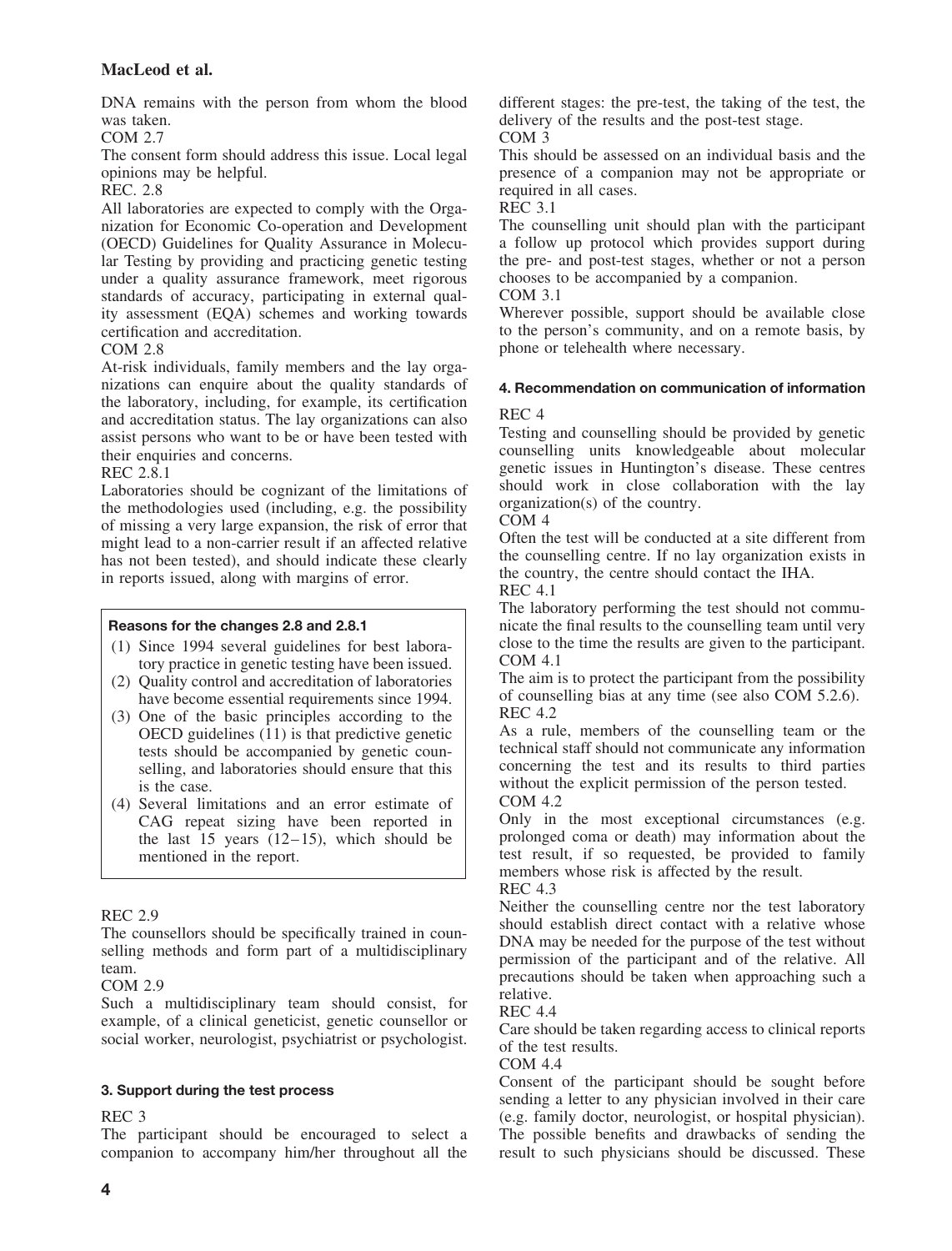DNA remains with the person from whom the blood was taken.

COM 2.7

The consent form should address this issue. Local legal opinions may be helpful.

REC. 2.8

All laboratories are expected to comply with the Organization for Economic Co-operation and Development (OECD) Guidelines for Quality Assurance in Molecular Testing by providing and practicing genetic testing under a quality assurance framework, meet rigorous standards of accuracy, participating in external quality assessment (EQA) schemes and working towards certification and accreditation.

COM 2.8

At-risk individuals, family members and the lay organizations can enquire about the quality standards of the laboratory, including, for example, its certification and accreditation status. The lay organizations can also assist persons who want to be or have been tested with their enquiries and concerns.

REC 2.8.1

Laboratories should be cognizant of the limitations of the methodologies used (including, e.g. the possibility of missing a very large expansion, the risk of error that might lead to a non-carrier result if an affected relative has not been tested), and should indicate these clearly in reports issued, along with margins of error.

**Reasons for the changes 2.8 and 2.8.1**

(1) Since 1994 several guidelines for best laboratory practice in genetic testing have been issued.
(2) Quality control and accreditation of laboratories have become essential requirements since 1994.
(3) One of the basic principles according to the OECD guidelines (11) is that predictive genetic tests should be accompanied by genetic counselling, and laboratories should ensure that this is the case.
(4) Several limitations and an error estimate of CAG repeat sizing have been reported in the last 15 years (12–15), which should be mentioned in the report.

REC 2.9

The counsellors should be specifically trained in counselling methods and form part of a multidisciplinary team.

COM 2.9

Such a multidisciplinary team should consist, for example, of a clinical geneticist, genetic counsellor or social worker, neurologist, psychiatrist or psychologist.

#### 3. Support during the test process

REC 3

The participant should be encouraged to select a companion to accompany him/her throughout all the different stages: the pre-test, the taking of the test, the delivery of the results and the post-test stage.

COM 3

This should be assessed on an individual basis and the presence of a companion may not be appropriate or required in all cases.

REC 3.1

The counselling unit should plan with the participant a follow up protocol which provides support during the pre- and post-test stages, whether or not a person chooses to be accompanied by a companion.

COM 3.1

Wherever possible, support should be available close to the person's community, and on a remote basis, by phone or telehealth where necessary.

#### 4. Recommendation on communication of information

REC 4

Testing and counselling should be provided by genetic counselling units knowledgeable about molecular genetic issues in Huntington's disease. These centres should work in close collaboration with the lay organization(s) of the country.

COM 4

Often the test will be conducted at a site different from the counselling centre. If no lay organization exists in the country, the centre should contact the IHA.

REC 4.1

The laboratory performing the test should not communicate the final results to the counselling team until very close to the time the results are given to the participant.

COM 4.1

The aim is to protect the participant from the possibility of counselling bias at any time (see also COM 5.2.6).

REC 4.2

As a rule, members of the counselling team or the technical staff should not communicate any information concerning the test and its results to third parties without the explicit permission of the person tested.

COM 4.2

Only in the most exceptional circumstances (e.g. prolonged coma or death) may information about the test result, if so requested, be provided to family members whose risk is affected by the result.

REC 4.3

Neither the counselling centre nor the test laboratory should establish direct contact with a relative whose DNA may be needed for the purpose of the test without permission of the participant and of the relative. All precautions should be taken when approaching such a relative.

REC 4.4

Care should be taken regarding access to clinical reports of the test results.

COM 4.4

Consent of the participant should be sought before sending a letter to any physician involved in their care (e.g. family doctor, neurologist, or hospital physician). The possible benefits and drawbacks of sending the result to such physicians should be discussed. These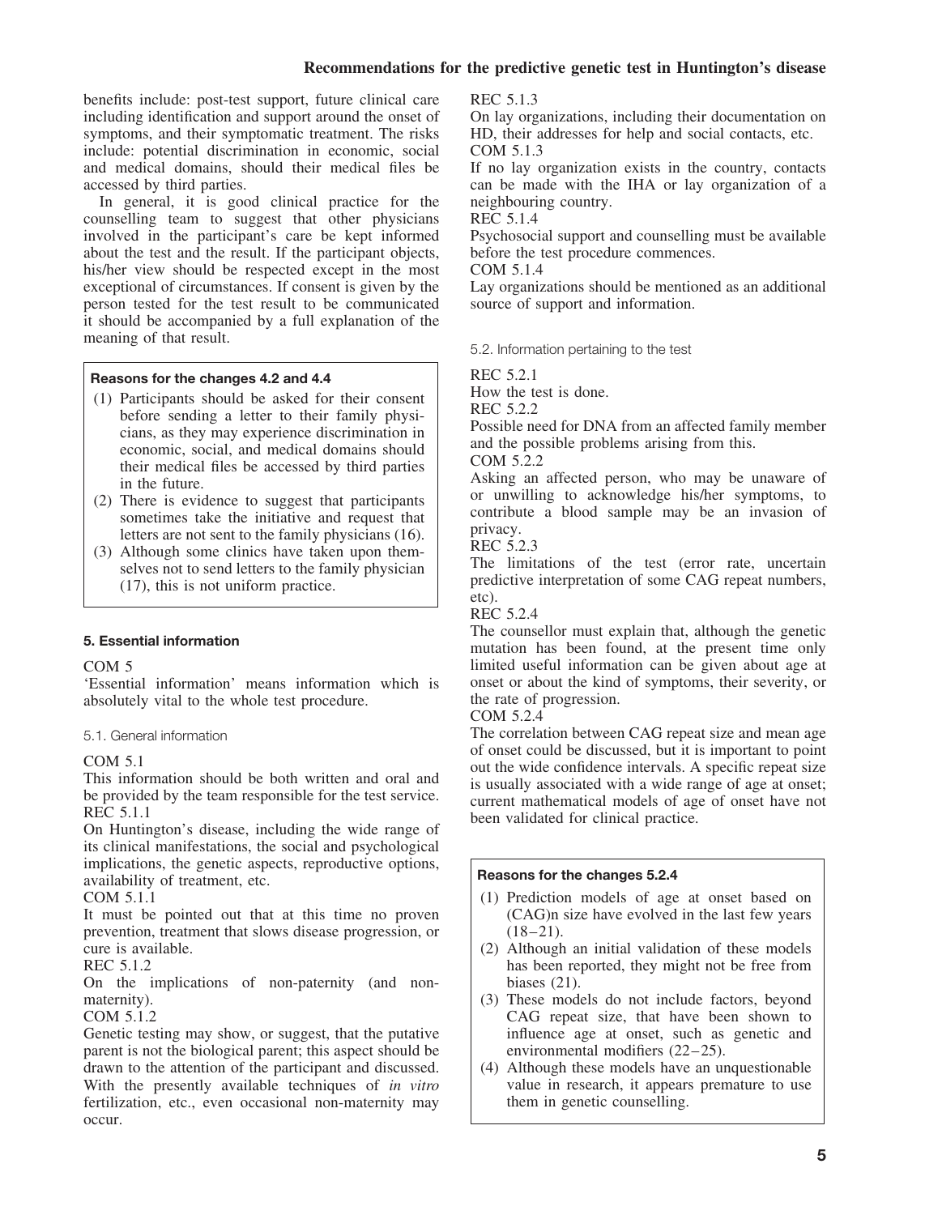benefits include: post-test support, future clinical care including identification and support around the onset of symptoms, and their symptomatic treatment. The risks include: potential discrimination in economic, social and medical domains, should their medical files be accessed by third parties.

In general, it is good clinical practice for the counselling team to suggest that other physicians involved in the participant's care be kept informed about the test and the result. If the participant objects, his/her view should be respected except in the most exceptional of circumstances. If consent is given by the person tested for the test result to be communicated it should be accompanied by a full explanation of the meaning of that result.

**Reasons for the changes 4.2 and 4.4**

(1) Participants should be asked for their consent before sending a letter to their family physicians, as they may experience discrimination in economic, social, and medical domains should their medical files be accessed by third parties in the future.
(2) There is evidence to suggest that participants sometimes take the initiative and request that letters are not sent to the family physicians (16).
(3) Although some clinics have taken upon themselves not to send letters to the family physician (17), this is not uniform practice.

### 5. Essential information

COM 5
'Essential information' means information which is absolutely vital to the whole test procedure.

#### 5.1. General information

COM 5.1
This information should be both written and oral and be provided by the team responsible for the test service.
REC 5.1.1
On Huntington's disease, including the wide range of its clinical manifestations, the social and psychological implications, the genetic aspects, reproductive options, availability of treatment, etc.
COM 5.1.1
It must be pointed out that at this time no proven prevention, treatment that slows disease progression, or cure is available.
REC 5.1.2
On the implications of non-paternity (and non-maternity).
COM 5.1.2
Genetic testing may show, or suggest, that the putative parent is not the biological parent; this aspect should be drawn to the attention of the participant and discussed. With the presently available techniques of *in vitro* fertilization, etc., even occasional non-maternity may occur.
REC 5.1.3
On lay organizations, including their documentation on HD, their addresses for help and social contacts, etc.
COM 5.1.3
If no lay organization exists in the country, contacts can be made with the IHA or lay organization of a neighbouring country.
REC 5.1.4
Psychosocial support and counselling must be available before the test procedure commences.
COM 5.1.4
Lay organizations should be mentioned as an additional source of support and information.

#### 5.2. Information pertaining to the test

REC 5.2.1
How the test is done.
REC 5.2.2
Possible need for DNA from an affected family member and the possible problems arising from this.
COM 5.2.2
Asking an affected person, who may be unaware of or unwilling to acknowledge his/her symptoms, to contribute a blood sample may be an invasion of privacy.
REC 5.2.3
The limitations of the test (error rate, uncertain predictive interpretation of some CAG repeat numbers, etc).
REC 5.2.4
The counsellor must explain that, although the genetic mutation has been found, at the present time only limited useful information can be given about age at onset or about the kind of symptoms, their severity, or the rate of progression.
COM 5.2.4
The correlation between CAG repeat size and mean age of onset could be discussed, but it is important to point out the wide confidence intervals. A specific repeat size is usually associated with a wide range of age at onset; current mathematical models of age of onset have not been validated for clinical practice.

**Reasons for the changes 5.2.4**

(1) Prediction models of age at onset based on (CAG)n size have evolved in the last few years (18–21).
(2) Although an initial validation of these models has been reported, they might not be free from biases (21).
(3) These models do not include factors, beyond CAG repeat size, that have been shown to influence age at onset, such as genetic and environmental modifiers (22–25).
(4) Although these models have an unquestionable value in research, it appears premature to use them in genetic counselling.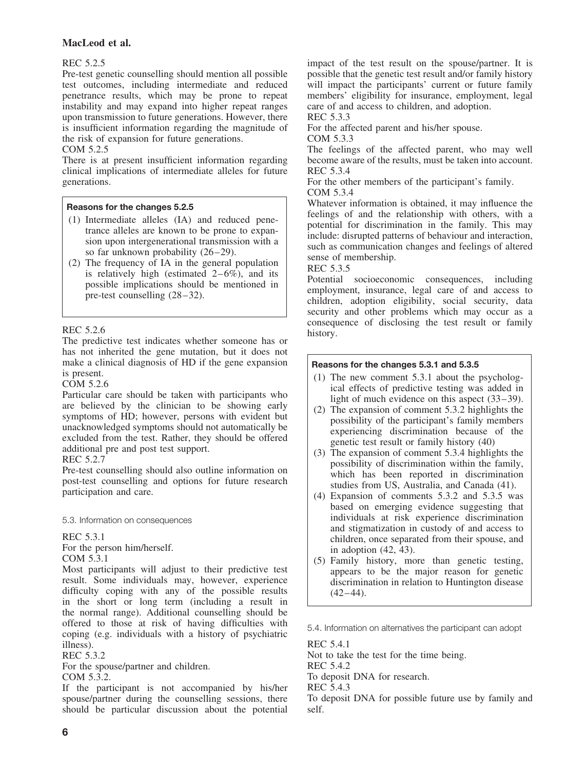REC 5.2.5

Pre-test genetic counselling should mention all possible test outcomes, including intermediate and reduced penetrance results, which may be prone to repeat instability and may expand into higher repeat ranges upon transmission to future generations. However, there is insufficient information regarding the magnitude of the risk of expansion for future generations.

COM 5.2.5

There is at present insufficient information regarding clinical implications of intermediate alleles for future generations.

> **Reasons for the changes 5.2.5**
>
> (1) Intermediate alleles (IA) and reduced penetrance alleles are known to be prone to expansion upon intergenerational transmission with a so far unknown probability (26–29).
>
> (2) The frequency of IA in the general population is relatively high (estimated 2–6%), and its possible implications should be mentioned in pre-test counselling (28–32).

REC 5.2.6

The predictive test indicates whether someone has or has not inherited the gene mutation, but it does not make a clinical diagnosis of HD if the gene expansion is present.

COM 5.2.6

Particular care should be taken with participants who are believed by the clinician to be showing early symptoms of HD; however, persons with evident but unacknowledged symptoms should not automatically be excluded from the test. Rather, they should be offered additional pre and post test support.

REC 5.2.7

Pre-test counselling should also outline information on post-test counselling and options for future research participation and care.

### 5.3. Information on consequences

REC 5.3.1

For the person him/herself.

COM 5.3.1

Most participants will adjust to their predictive test result. Some individuals may, however, experience difficulty coping with any of the possible results in the short or long term (including a result in the normal range). Additional counselling should be offered to those at risk of having difficulties with coping (e.g. individuals with a history of psychiatric illness).

REC 5.3.2

For the spouse/partner and children.

COM 5.3.2.

If the participant is not accompanied by his/her spouse/partner during the counselling sessions, there should be particular discussion about the potential impact of the test result on the spouse/partner. It is possible that the genetic test result and/or family history will impact the participants' current or future family members' eligibility for insurance, employment, legal care of and access to children, and adoption.

REC 5.3.3

For the affected parent and his/her spouse.

COM 5.3.3

The feelings of the affected parent, who may well become aware of the results, must be taken into account.

REC 5.3.4

For the other members of the participant's family.

COM 5.3.4

Whatever information is obtained, it may influence the feelings of and the relationship with others, with a potential for discrimination in the family. This may include: disrupted patterns of behaviour and interaction, such as communication changes and feelings of altered sense of membership.

REC 5.3.5

Potential socioeconomic consequences, including employment, insurance, legal care of and access to children, adoption eligibility, social security, data security and other problems which may occur as a consequence of disclosing the test result or family history.

> **Reasons for the changes 5.3.1 and 5.3.5**
>
> (1) The new comment 5.3.1 about the psychological effects of predictive testing was added in light of much evidence on this aspect (33–39).
>
> (2) The expansion of comment 5.3.2 highlights the possibility of the participant's family members experiencing discrimination because of the genetic test result or family history (40)
>
> (3) The expansion of comment 5.3.4 highlights the possibility of discrimination within the family, which has been reported in discrimination studies from US, Australia, and Canada (41).
>
> (4) Expansion of comments 5.3.2 and 5.3.5 was based on emerging evidence suggesting that individuals at risk experience discrimination and stigmatization in custody of and access to children, once separated from their spouse, and in adoption (42, 43).
>
> (5) Family history, more than genetic testing, appears to be the major reason for genetic discrimination in relation to Huntington disease (42–44).

### 5.4. Information on alternatives the participant can adopt

REC 5.4.1

Not to take the test for the time being.

REC 5.4.2

To deposit DNA for research.

REC 5.4.3

To deposit DNA for possible future use by family and self.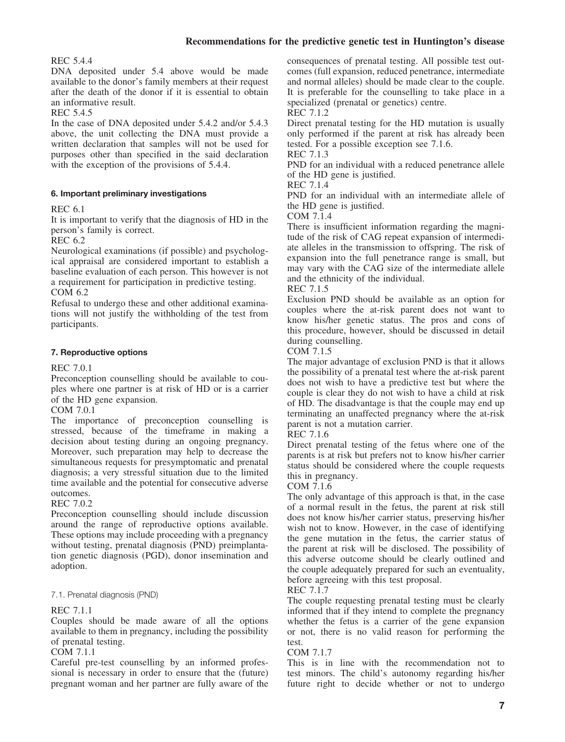REC 5.4.4

DNA deposited under 5.4 above would be made available to the donor's family members at their request after the death of the donor if it is essential to obtain an informative result.

REC 5.4.5

In the case of DNA deposited under 5.4.2 and/or 5.4.3 above, the unit collecting the DNA must provide a written declaration that samples will not be used for purposes other than specified in the said declaration with the exception of the provisions of 5.4.4.

#### 6. Important preliminary investigations

REC 6.1

It is important to verify that the diagnosis of HD in the person's family is correct.

REC 6.2

Neurological examinations (if possible) and psychological appraisal are considered important to establish a baseline evaluation of each person. This however is not a requirement for participation in predictive testing.

COM 6.2

Refusal to undergo these and other additional examinations will not justify the withholding of the test from participants.

#### 7. Reproductive options

REC 7.0.1

Preconception counselling should be available to couples where one partner is at risk of HD or is a carrier of the HD gene expansion.

COM 7.0.1

The importance of preconception counselling is stressed, because of the timeframe in making a decision about testing during an ongoing pregnancy. Moreover, such preparation may help to decrease the simultaneous requests for presymptomatic and prenatal diagnosis; a very stressful situation due to the limited time available and the potential for consecutive adverse outcomes.

REC 7.0.2

Preconception counselling should include discussion around the range of reproductive options available. These options may include proceeding with a pregnancy without testing, prenatal diagnosis (PND) preimplantation genetic diagnosis (PGD), donor insemination and adoption.

##### 7.1. Prenatal diagnosis (PND)

REC 7.1.1

Couples should be made aware of all the options available to them in pregnancy, including the possibility of prenatal testing.

COM 7.1.1

Careful pre-test counselling by an informed professional is necessary in order to ensure that the (future) pregnant woman and her partner are fully aware of the consequences of prenatal testing. All possible test outcomes (full expansion, reduced penetrance, intermediate and normal alleles) should be made clear to the couple. It is preferable for the counselling to take place in a specialized (prenatal or genetics) centre.

REC 7.1.2

Direct prenatal testing for the HD mutation is usually only performed if the parent at risk has already been tested. For a possible exception see 7.1.6.

REC 7.1.3

PND for an individual with a reduced penetrance allele of the HD gene is justified.

REC 7.1.4

PND for an individual with an intermediate allele of the HD gene is justified.

COM 7.1.4

There is insufficient information regarding the magnitude of the risk of CAG repeat expansion of intermediate alleles in the transmission to offspring. The risk of expansion into the full penetrance range is small, but may vary with the CAG size of the intermediate allele and the ethnicity of the individual.

REC 7.1.5

Exclusion PND should be available as an option for couples where the at-risk parent does not want to know his/her genetic status. The pros and cons of this procedure, however, should be discussed in detail during counselling.

COM 7.1.5

The major advantage of exclusion PND is that it allows the possibility of a prenatal test where the at-risk parent does not wish to have a predictive test but where the couple is clear they do not wish to have a child at risk of HD. The disadvantage is that the couple may end up terminating an unaffected pregnancy where the at-risk parent is not a mutation carrier.

REC 7.1.6

Direct prenatal testing of the fetus where one of the parents is at risk but prefers not to know his/her carrier status should be considered where the couple requests this in pregnancy.

COM 7.1.6

The only advantage of this approach is that, in the case of a normal result in the fetus, the parent at risk still does not know his/her carrier status, preserving his/her wish not to know. However, in the case of identifying the gene mutation in the fetus, the carrier status of the parent at risk will be disclosed. The possibility of this adverse outcome should be clearly outlined and the couple adequately prepared for such an eventuality, before agreeing with this test proposal.

REC 7.1.7

The couple requesting prenatal testing must be clearly informed that if they intend to complete the pregnancy whether the fetus is a carrier of the gene expansion or not, there is no valid reason for performing the test.

COM 7.1.7

This is in line with the recommendation not to test minors. The child's autonomy regarding his/her future right to decide whether or not to undergo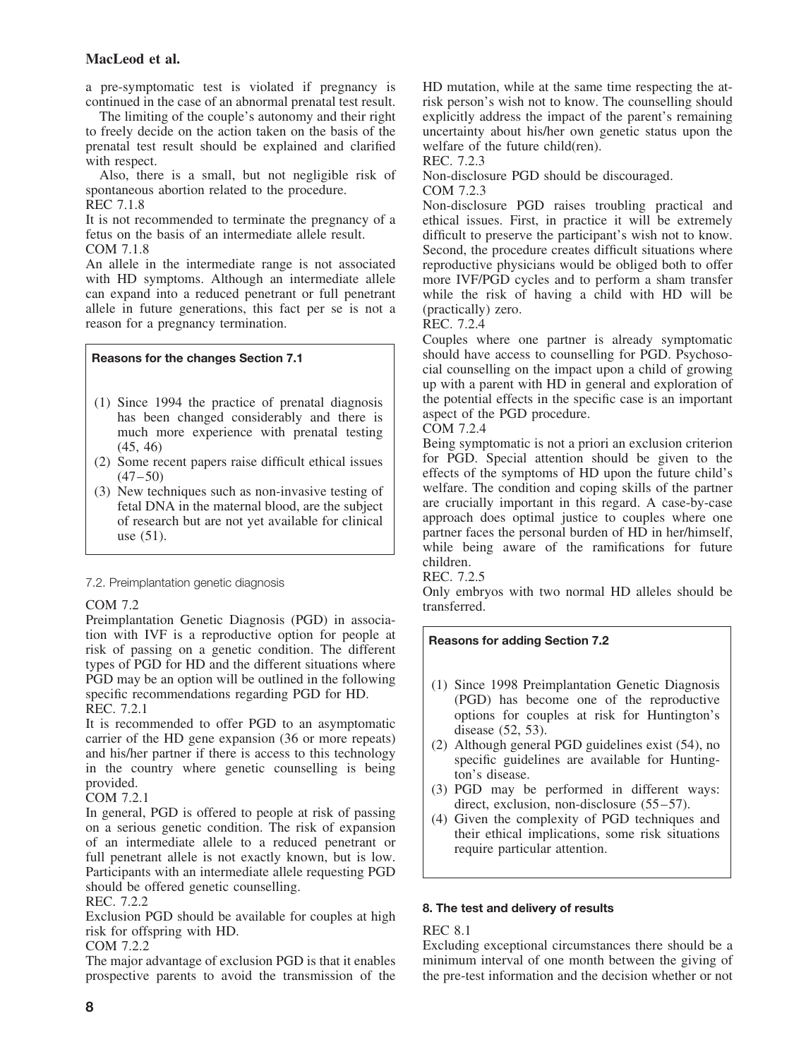a pre-symptomatic test is violated if pregnancy is continued in the case of an abnormal prenatal test result.

The limiting of the couple's autonomy and their right to freely decide on the action taken on the basis of the prenatal test result should be explained and clarified with respect.

Also, there is a small, but not negligible risk of spontaneous abortion related to the procedure.

REC 7.1.8

It is not recommended to terminate the pregnancy of a fetus on the basis of an intermediate allele result.

COM 7.1.8

An allele in the intermediate range is not associated with HD symptoms. Although an intermediate allele can expand into a reduced penetrant or full penetrant allele in future generations, this fact per se is not a reason for a pregnancy termination.

> **Reasons for the changes Section 7.1**
>
> (1) Since 1994 the practice of prenatal diagnosis has been changed considerably and there is much more experience with prenatal testing (45, 46)
> (2) Some recent papers raise difficult ethical issues (47–50)
> (3) New techniques such as non-invasive testing of fetal DNA in the maternal blood, are the subject of research but are not yet available for clinical use (51).

### 7.2. Preimplantation genetic diagnosis

COM 7.2

Preimplantation Genetic Diagnosis (PGD) in association with IVF is a reproductive option for people at risk of passing on a genetic condition. The different types of PGD for HD and the different situations where PGD may be an option will be outlined in the following specific recommendations regarding PGD for HD.

REC. 7.2.1

It is recommended to offer PGD to an asymptomatic carrier of the HD gene expansion (36 or more repeats) and his/her partner if there is access to this technology in the country where genetic counselling is being provided.

COM 7.2.1

In general, PGD is offered to people at risk of passing on a serious genetic condition. The risk of expansion of an intermediate allele to a reduced penetrant or full penetrant allele is not exactly known, but is low. Participants with an intermediate allele requesting PGD should be offered genetic counselling.

REC. 7.2.2

Exclusion PGD should be available for couples at high risk for offspring with HD.

COM 7.2.2

The major advantage of exclusion PGD is that it enables prospective parents to avoid the transmission of the HD mutation, while at the same time respecting the at-risk person's wish not to know. The counselling should explicitly address the impact of the parent's remaining uncertainty about his/her own genetic status upon the welfare of the future child(ren).

REC. 7.2.3

Non-disclosure PGD should be discouraged.

COM 7.2.3

Non-disclosure PGD raises troubling practical and ethical issues. First, in practice it will be extremely difficult to preserve the participant's wish not to know. Second, the procedure creates difficult situations where reproductive physicians would be obliged both to offer more IVF/PGD cycles and to perform a sham transfer while the risk of having a child with HD will be (practically) zero.

REC. 7.2.4

Couples where one partner is already symptomatic should have access to counselling for PGD. Psychosocial counselling on the impact upon a child of growing up with a parent with HD in general and exploration of the potential effects in the specific case is an important aspect of the PGD procedure.

COM 7.2.4

Being symptomatic is not a priori an exclusion criterion for PGD. Special attention should be given to the effects of the symptoms of HD upon the future child's welfare. The condition and coping skills of the partner are crucially important in this regard. A case-by-case approach does optimal justice to couples where one partner faces the personal burden of HD in her/himself, while being aware of the ramifications for future children.

REC. 7.2.5

Only embryos with two normal HD alleles should be transferred.

> **Reasons for adding Section 7.2**
>
> (1) Since 1998 Preimplantation Genetic Diagnosis (PGD) has become one of the reproductive options for couples at risk for Huntington's disease (52, 53).
> (2) Although general PGD guidelines exist (54), no specific guidelines are available for Huntington's disease.
> (3) PGD may be performed in different ways: direct, exclusion, non-disclosure (55–57).
> (4) Given the complexity of PGD techniques and their ethical implications, some risk situations require particular attention.

## 8. The test and delivery of results

REC 8.1

Excluding exceptional circumstances there should be a minimum interval of one month between the giving of the pre-test information and the decision whether or not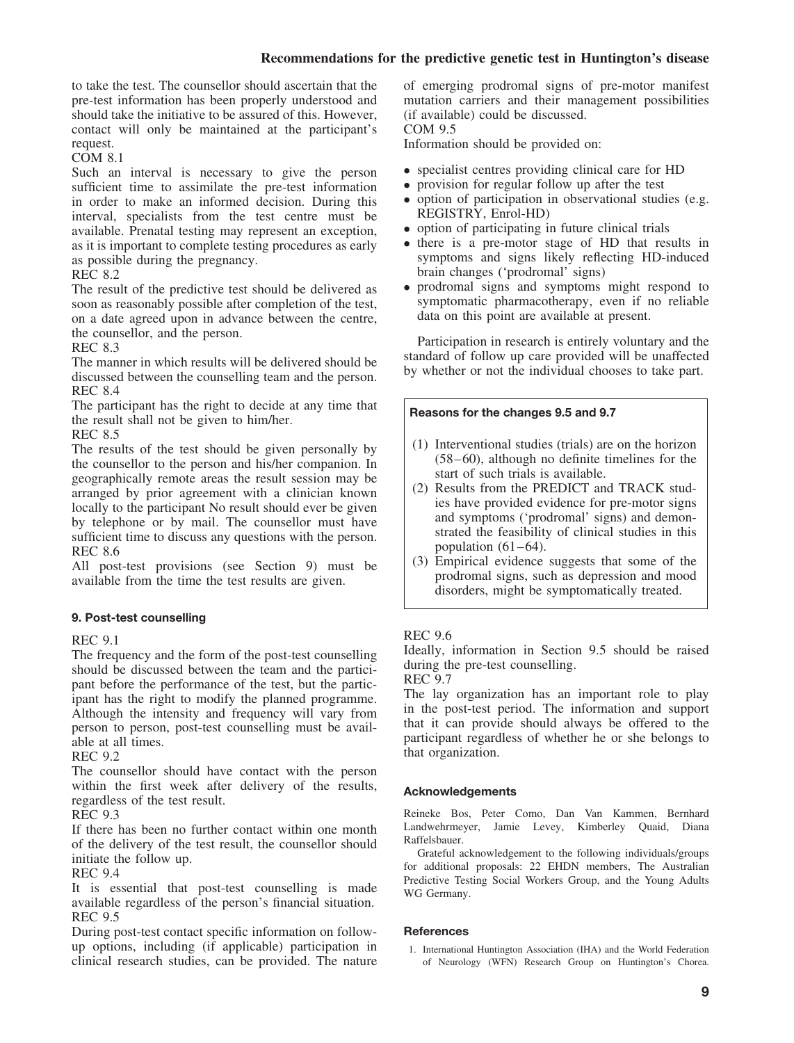to take the test. The counsellor should ascertain that the pre-test information has been properly understood and should take the initiative to be assured of this. However, contact will only be maintained at the participant's request.

COM 8.1

Such an interval is necessary to give the person sufficient time to assimilate the pre-test information in order to make an informed decision. During this interval, specialists from the test centre must be available. Prenatal testing may represent an exception, as it is important to complete testing procedures as early as possible during the pregnancy.

REC 8.2

The result of the predictive test should be delivered as soon as reasonably possible after completion of the test, on a date agreed upon in advance between the centre, the counsellor, and the person.

REC 8.3

The manner in which results will be delivered should be discussed between the counselling team and the person.

REC 8.4

The participant has the right to decide at any time that the result shall not be given to him/her.

REC 8.5

The results of the test should be given personally by the counsellor to the person and his/her companion. In geographically remote areas the result session may be arranged by prior agreement with a clinician known locally to the participant No result should ever be given by telephone or by mail. The counsellor must have sufficient time to discuss any questions with the person.

REC 8.6

All post-test provisions (see Section 9) must be available from the time the test results are given.

#### 9. Post-test counselling

REC 9.1

The frequency and the form of the post-test counselling should be discussed between the team and the participant before the performance of the test, but the participant has the right to modify the planned programme. Although the intensity and frequency will vary from person to person, post-test counselling must be available at all times.

REC 9.2

The counsellor should have contact with the person within the first week after delivery of the results, regardless of the test result.

REC 9.3

If there has been no further contact within one month of the delivery of the test result, the counsellor should initiate the follow up.

REC 9.4

It is essential that post-test counselling is made available regardless of the person's financial situation.

REC 9.5

During post-test contact specific information on follow-up options, including (if applicable) participation in clinical research studies, can be provided. The nature of emerging prodromal signs of pre-motor manifest mutation carriers and their management possibilities (if available) could be discussed.

COM 9.5

Information should be provided on:

- specialist centres providing clinical care for HD
- provision for regular follow up after the test
- option of participation in observational studies (e.g. REGISTRY, Enrol-HD)
- option of participating in future clinical trials
- there is a pre-motor stage of HD that results in symptoms and signs likely reflecting HD-induced brain changes ('prodromal' signs)
- prodromal signs and symptoms might respond to symptomatic pharmacotherapy, even if no reliable data on this point are available at present.

Participation in research is entirely voluntary and the standard of follow up care provided will be unaffected by whether or not the individual chooses to take part.

**Reasons for the changes 9.5 and 9.7**

(1) Interventional studies (trials) are on the horizon (58–60), although no definite timelines for the start of such trials is available.
(2) Results from the PREDICT and TRACK studies have provided evidence for pre-motor signs and symptoms ('prodromal' signs) and demonstrated the feasibility of clinical studies in this population (61–64).
(3) Empirical evidence suggests that some of the prodromal signs, such as depression and mood disorders, might be symptomatically treated.

REC 9.6

Ideally, information in Section 9.5 should be raised during the pre-test counselling.

REC 9.7

The lay organization has an important role to play in the post-test period. The information and support that it can provide should always be offered to the participant regardless of whether he or she belongs to that organization.

#### Acknowledgements

Reineke Bos, Peter Como, Dan Van Kammen, Bernhard Landwehrmeyer, Jamie Levey, Kimberley Quaid, Diana Raffelsbauer.

Grateful acknowledgement to the following individuals/groups for additional proposals: 22 EHDN members, The Australian Predictive Testing Social Workers Group, and the Young Adults WG Germany.

#### References

1. International Huntington Association (IHA) and the World Federation of Neurology (WFN) Research Group on Huntington's Chorea.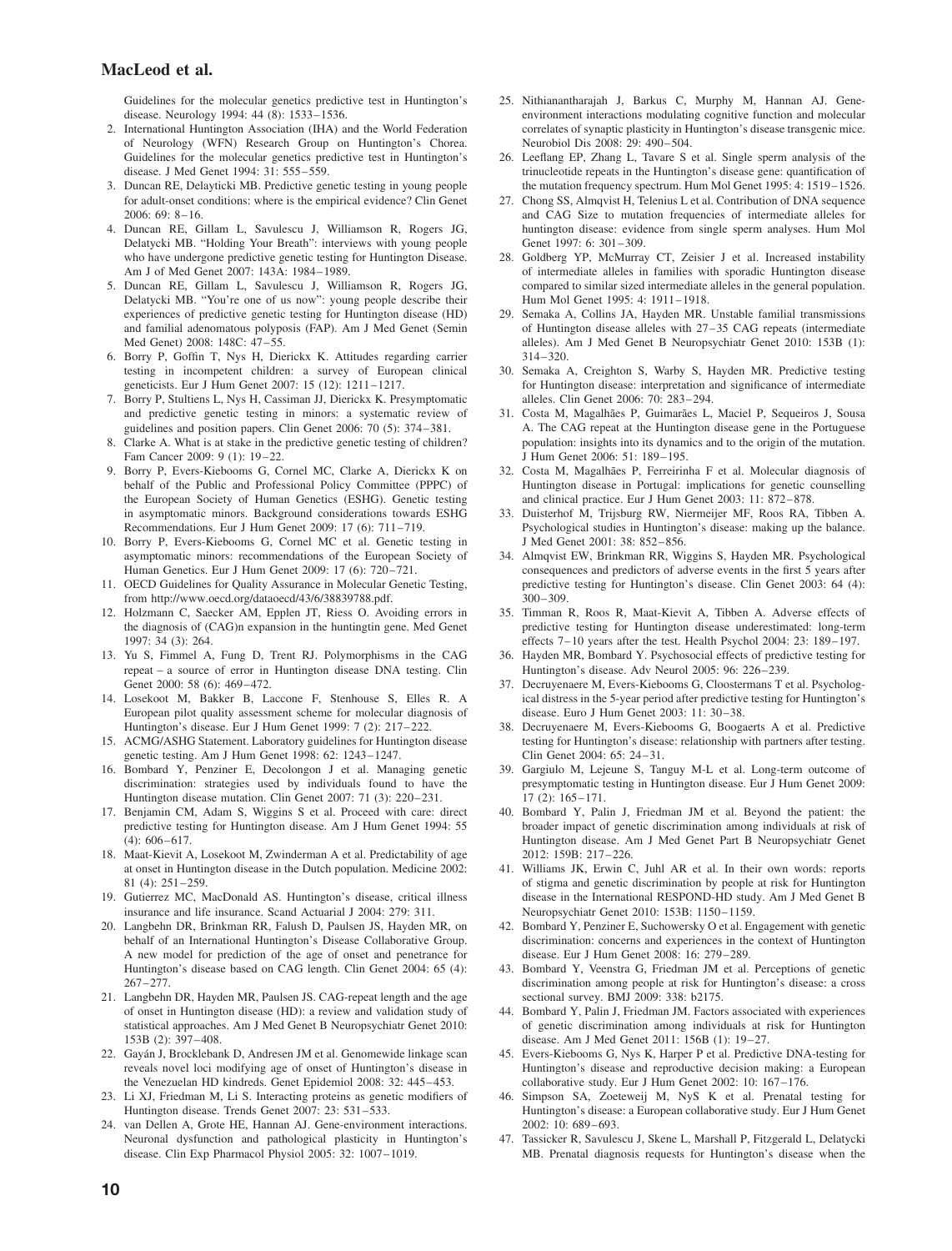Guidelines for the molecular genetics predictive test in Huntington's disease. Neurology 1994: 44 (8): 1533–1536.

2. International Huntington Association (IHA) and the World Federation of Neurology (WFN) Research Group on Huntington's Chorea. Guidelines for the molecular genetics predictive test in Huntington's disease. J Med Genet 1994: 31: 555–559.
3. Duncan RE, Delayticki MB. Predictive genetic testing in young people for adult-onset conditions: where is the empirical evidence? Clin Genet 2006: 69: 8–16.
4. Duncan RE, Gillam L, Savulescu J, Williamson R, Rogers JG, Delatycki MB. "Holding Your Breath": interviews with young people who have undergone predictive genetic testing for Huntington Disease. Am J of Med Genet 2007: 143A: 1984–1989.
5. Duncan RE, Gillam L, Savulescu J, Williamson R, Rogers JG, Delatycki MB. "You're one of us now": young people describe their experiences of predictive genetic testing for Huntington disease (HD) and familial adenomatous polyposis (FAP). Am J Med Genet (Semin Med Genet) 2008: 148C: 47–55.
6. Borry P, Goffin T, Nys H, Dierickx K. Attitudes regarding carrier testing in incompetent children: a survey of European clinical geneticists. Eur J Hum Genet 2007: 15 (12): 1211–1217.
7. Borry P, Stultiens L, Nys H, Cassiman JJ, Dierickx K. Presymptomatic and predictive genetic testing in minors: a systematic review of guidelines and position papers. Clin Genet 2006: 70 (5): 374–381.
8. Clarke A. What is at stake in the predictive genetic testing of children? Fam Cancer 2009: 9 (1): 19–22.
9. Borry P, Evers-Kiebooms G, Cornel MC, Clarke A, Dierickx K on behalf of the Public and Professional Policy Committee (PPPC) of the European Society of Human Genetics (ESHG). Genetic testing in asymptomatic minors. Background considerations towards ESHG Recommendations. Eur J Hum Genet 2009: 17 (6): 711–719.
10. Borry P, Evers-Kiebooms G, Cornel MC et al. Genetic testing in asymptomatic minors: recommendations of the European Society of Human Genetics. Eur J Hum Genet 2009: 17 (6): 720–721.
11. OECD Guidelines for Quality Assurance in Molecular Genetic Testing, from http://www.oecd.org/dataoecd/43/6/38839788.pdf.
12. Holzmann C, Saecker AM, Epplen JT, Riess O. Avoiding errors in the diagnosis of (CAG)n expansion in the huntingtin gene. Med Genet 1997: 34 (3): 264.
13. Yu S, Fimmel A, Fung D, Trent RJ. Polymorphisms in the CAG repeat – a source of error in Huntington disease DNA testing. Clin Genet 2000: 58 (6): 469–472.
14. Losekoot M, Bakker B, Laccone F, Stenhouse S, Elles R. A European pilot quality assessment scheme for molecular diagnosis of Huntington's disease. Eur J Hum Genet 1999: 7 (2): 217–222.
15. ACMG/ASHG Statement. Laboratory guidelines for Huntington disease genetic testing. Am J Hum Genet 1998: 62: 1243–1247.
16. Bombard Y, Penziner E, Decolongon J et al. Managing genetic discrimination: strategies used by individuals found to have the Huntington disease mutation. Clin Genet 2007: 71 (3): 220–231.
17. Benjamin CM, Adam S, Wiggins S et al. Proceed with care: direct predictive testing for Huntington disease. Am J Hum Genet 1994: 55 (4): 606–617.
18. Maat-Kievit A, Losekoot M, Zwinderman A et al. Predictability of age at onset in Huntington disease in the Dutch population. Medicine 2002: 81 (4): 251–259.
19. Gutierrez MC, MacDonald AS. Huntington's disease, critical illness insurance and life insurance. Scand Actuarial J 2004: 279: 311.
20. Langbehn DR, Brinkman RR, Falush D, Paulsen JS, Hayden MR, on behalf of an International Huntington's Disease Collaborative Group. A new model for prediction of the age of onset and penetrance for Huntington's disease based on CAG length. Clin Genet 2004: 65 (4): 267–277.
21. Langbehn DR, Hayden MR, Paulsen JS. CAG-repeat length and the age of onset in Huntington disease (HD): a review and validation study of statistical approaches. Am J Med Genet B Neuropsychiatr Genet 2010: 153B (2): 397–408.
22. Gayán J, Brocklebank D, Andresen JM et al. Genomewide linkage scan reveals novel loci modifying age of onset of Huntington's disease in the Venezuelan HD kindreds. Genet Epidemiol 2008: 32: 445–453.
23. Li XJ, Friedman M, Li S. Interacting proteins as genetic modifiers of Huntington disease. Trends Genet 2007: 23: 531–533.
24. van Dellen A, Grote HE, Hannan AJ. Gene-environment interactions. Neuronal dysfunction and pathological plasticity in Huntington's disease. Clin Exp Pharmacol Physiol 2005: 32: 1007–1019.
25. Nithianantharajah J, Barkus C, Murphy M, Hannan AJ. Gene-environment interactions modulating cognitive function and molecular correlates of synaptic plasticity in Huntington's disease transgenic mice. Neurobiol Dis 2008: 29: 490–504.
26. Leeflang EP, Zhang L, Tavare S et al. Single sperm analysis of the trinucleotide repeats in the Huntington's disease gene: quantification of the mutation frequency spectrum. Hum Mol Genet 1995: 4: 1519–1526.
27. Chong SS, Almqvist H, Telenius L et al. Contribution of DNA sequence and CAG Size to mutation frequencies of intermediate alleles for huntington disease: evidence from single sperm analyses. Hum Mol Genet 1997: 6: 301–309.
28. Goldberg YP, McMurray CT, Zeisier J et al. Increased instability of intermediate alleles in families with sporadic Huntington disease compared to similar sized intermediate alleles in the general population. Hum Mol Genet 1995: 4: 1911–1918.
29. Semaka A, Collins JA, Hayden MR. Unstable familial transmissions of Huntington disease alleles with 27–35 CAG repeats (intermediate alleles). Am J Med Genet B Neuropsychiatr Genet 2010: 153B (1): 314–320.
30. Semaka A, Creighton S, Warby S, Hayden MR. Predictive testing for Huntington disease: interpretation and significance of intermediate alleles. Clin Genet 2006: 70: 283–294.
31. Costa M, Magalhães P, Guimarães L, Maciel P, Sequeiros J, Sousa A. The CAG repeat at the Huntington disease gene in the Portuguese population: insights into its dynamics and to the origin of the mutation. J Hum Genet 2006: 51: 189–195.
32. Costa M, Magalhães P, Ferreirinha F et al. Molecular diagnosis of Huntington disease in Portugal: implications for genetic counselling and clinical practice. Eur J Hum Genet 2003: 11: 872–878.
33. Duisterhof M, Trijsburg RW, Niermeijer MF, Roos RA, Tibben A. Psychological studies in Huntington's disease: making up the balance. J Med Genet 2001: 38: 852–856.
34. Almqvist EW, Brinkman RR, Wiggins S, Hayden MR. Psychological consequences and predictors of adverse events in the first 5 years after predictive testing for Huntington's disease. Clin Genet 2003: 64 (4): 300–309.
35. Timman R, Roos R, Maat-Kievit A, Tibben A. Adverse effects of predictive testing for Huntington disease underestimated: long-term effects 7–10 years after the test. Health Psychol 2004: 23: 189–197.
36. Hayden MR, Bombard Y. Psychosocial effects of predictive testing for Huntington's disease. Adv Neurol 2005: 96: 226–239.
37. Decruyenaere M, Evers-Kiebooms G, Cloostermans T et al. Psychological distress in the 5-year period after predictive testing for Huntington's disease. Euro J Hum Genet 2003: 11: 30–38.
38. Decruyenaere M, Evers-Kiebooms G, Boogaerts A et al. Predictive testing for Huntington's disease: relationship with partners after testing. Clin Genet 2004: 65: 24–31.
39. Gargiulo M, Lejeune S, Tanguy M-L et al. Long-term outcome of presymptomatic testing in Huntington disease. Eur J Hum Genet 2009: 17 (2): 165–171.
40. Bombard Y, Palin J, Friedman JM et al. Beyond the patient: the broader impact of genetic discrimination among individuals at risk of Huntington disease. Am J Med Genet Part B Neuropsychiatr Genet 2012: 159B: 217–226.
41. Williams JK, Erwin C, Juhl AR et al. In their own words: reports of stigma and genetic discrimination by people at risk for Huntington disease in the International RESPOND-HD study. Am J Med Genet B Neuropsychiatr Genet 2010: 153B: 1150–1159.
42. Bombard Y, Penziner E, Suchowersky O et al. Engagement with genetic discrimination: concerns and experiences in the context of Huntington disease. Eur J Hum Genet 2008: 16: 279–289.
43. Bombard Y, Veenstra G, Friedman JM et al. Perceptions of genetic discrimination among people at risk for Huntington's disease: a cross sectional survey. BMJ 2009: 338: b2175.
44. Bombard Y, Palin J, Friedman JM. Factors associated with experiences of genetic discrimination among individuals at risk for Huntington disease. Am J Med Genet 2011: 156B (1): 19–27.
45. Evers-Kiebooms G, Nys K, Harper P et al. Predictive DNA-testing for Huntington's disease and reproductive decision making: a European collaborative study. Eur J Hum Genet 2002: 10: 167–176.
46. Simpson SA, Zoeteweij M, NyS K et al. Prenatal testing for Huntington's disease: a European collaborative study. Eur J Hum Genet 2002: 10: 689–693.
47. Tassicker R, Savulescu J, Skene L, Marshall P, Fitzgerald L, Delatycki MB. Prenatal diagnosis requests for Huntington's disease when the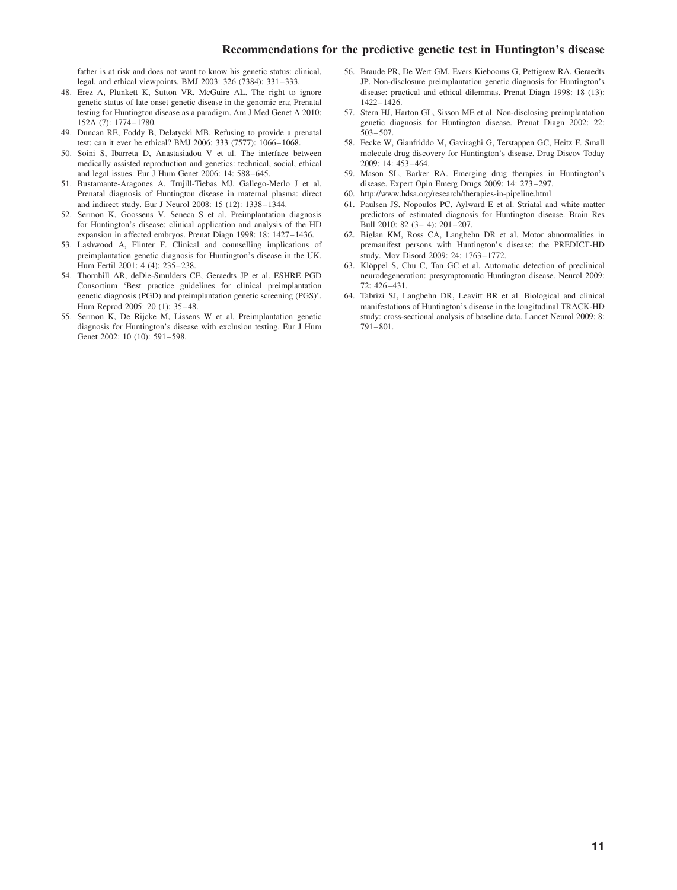father is at risk and does not want to know his genetic status: clinical, legal, and ethical viewpoints. BMJ 2003: 326 (7384): 331–333.

48. Erez A, Plunkett K, Sutton VR, McGuire AL. The right to ignore genetic status of late onset genetic disease in the genomic era; Prenatal testing for Huntington disease as a paradigm. Am J Med Genet A 2010: 152A (7): 1774–1780.
49. Duncan RE, Foddy B, Delatycki MB. Refusing to provide a prenatal test: can it ever be ethical? BMJ 2006: 333 (7577): 1066–1068.
50. Soini S, Ibarreta D, Anastasiadou V et al. The interface between medically assisted reproduction and genetics: technical, social, ethical and legal issues. Eur J Hum Genet 2006: 14: 588–645.
51. Bustamante-Aragones A, Trujill-Tiebas MJ, Gallego-Merlo J et al. Prenatal diagnosis of Huntington disease in maternal plasma: direct and indirect study. Eur J Neurol 2008: 15 (12): 1338–1344.
52. Sermon K, Goossens V, Seneca S et al. Preimplantation diagnosis for Huntington's disease: clinical application and analysis of the HD expansion in affected embryos. Prenat Diagn 1998: 18: 1427–1436.
53. Lashwood A, Flinter F. Clinical and counselling implications of preimplantation genetic diagnosis for Huntington's disease in the UK. Hum Fertil 2001: 4 (4): 235–238.
54. Thornhill AR, deDie-Smulders CE, Geraedts JP et al. ESHRE PGD Consortium 'Best practice guidelines for clinical preimplantation genetic diagnosis (PGD) and preimplantation genetic screening (PGS)'. Hum Reprod 2005: 20 (1): 35–48.
55. Sermon K, De Rijcke M, Lissens W et al. Preimplantation genetic diagnosis for Huntington's disease with exclusion testing. Eur J Hum Genet 2002: 10 (10): 591–598.
56. Braude PR, De Wert GM, Evers Kiebooms G, Pettigrew RA, Geraedts JP. Non-disclosure preimplantation genetic diagnosis for Huntington's disease: practical and ethical dilemmas. Prenat Diagn 1998: 18 (13): 1422–1426.
57. Stern HJ, Harton GL, Sisson ME et al. Non-disclosing preimplantation genetic diagnosis for Huntington disease. Prenat Diagn 2002: 22: 503–507.
58. Fecke W, Gianfriddo M, Gaviraghi G, Terstappen GC, Heitz F. Small molecule drug discovery for Huntington's disease. Drug Discov Today 2009: 14: 453–464.
59. Mason SL, Barker RA. Emerging drug therapies in Huntington's disease. Expert Opin Emerg Drugs 2009: 14: 273–297.
60. http://www.hdsa.org/research/therapies-in-pipeline.html
61. Paulsen JS, Nopoulos PC, Aylward E et al. Striatal and white matter predictors of estimated diagnosis for Huntington disease. Brain Res Bull 2010: 82 (3– 4): 201–207.
62. Biglan KM, Ross CA, Langbehn DR et al. Motor abnormalities in premanifest persons with Huntington's disease: the PREDICT-HD study. Mov Disord 2009: 24: 1763–1772.
63. Klöppel S, Chu C, Tan GC et al. Automatic detection of preclinical neurodegeneration: presymptomatic Huntington disease. Neurol 2009: 72: 426–431.
64. Tabrizi SJ, Langbehn DR, Leavitt BR et al. Biological and clinical manifestations of Huntington's disease in the longitudinal TRACK-HD study: cross-sectional analysis of baseline data. Lancet Neurol 2009: 8: 791–801.